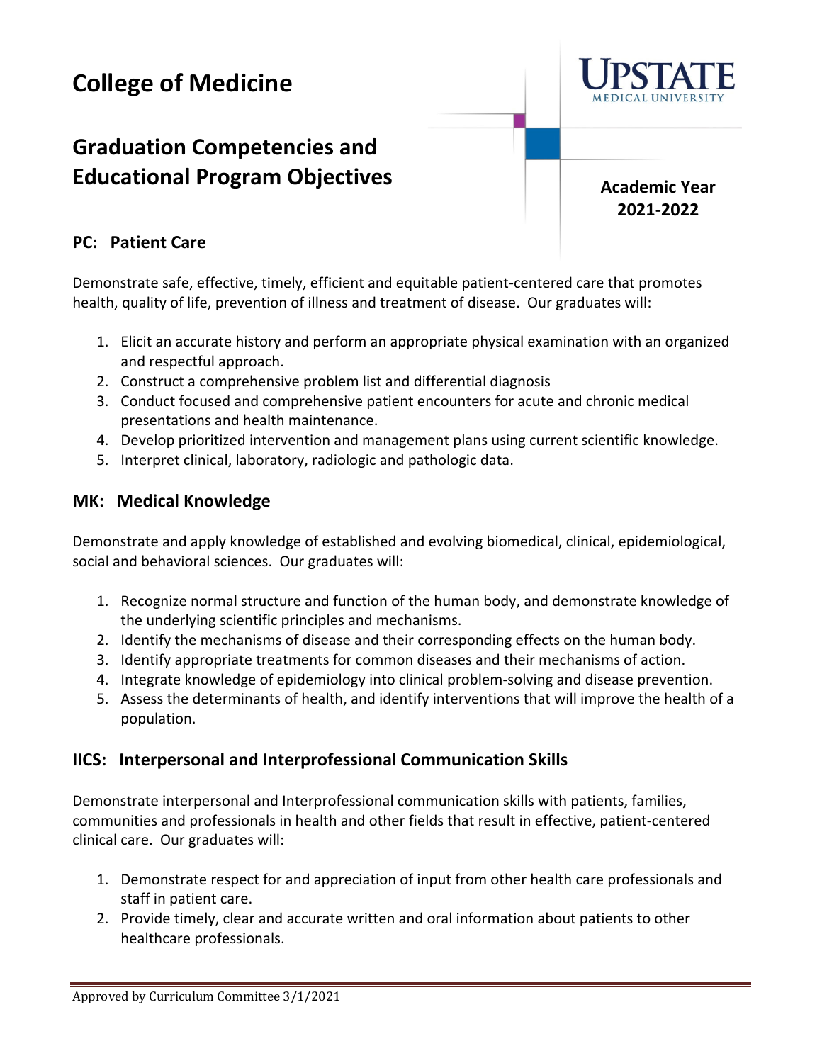# College of Medicine

UPSTATE MEDICAL UNIVERSITY

## Graduation Competencies and Educational Program Objectives

**Academic Year 2021-2022**

### PC: Patient Care

Demonstrate safe, effective, timely, efficient and equitable patient-centered care that promotes health, quality of life, prevention of illness and treatment of disease. Our graduates will:

1. Elicit an accurate history and perform an appropriate physical examination with an organized and respectful approach.
2. Construct a comprehensive problem list and differential diagnosis
3. Conduct focused and comprehensive patient encounters for acute and chronic medical presentations and health maintenance.
4. Develop prioritized intervention and management plans using current scientific knowledge.
5. Interpret clinical, laboratory, radiologic and pathologic data.

### MK: Medical Knowledge

Demonstrate and apply knowledge of established and evolving biomedical, clinical, epidemiological, social and behavioral sciences. Our graduates will:

1. Recognize normal structure and function of the human body, and demonstrate knowledge of the underlying scientific principles and mechanisms.
2. Identify the mechanisms of disease and their corresponding effects on the human body.
3. Identify appropriate treatments for common diseases and their mechanisms of action.
4. Integrate knowledge of epidemiology into clinical problem-solving and disease prevention.
5. Assess the determinants of health, and identify interventions that will improve the health of a population.

### IICS: Interpersonal and Interprofessional Communication Skills

Demonstrate interpersonal and Interprofessional communication skills with patients, families, communities and professionals in health and other fields that result in effective, patient-centered clinical care. Our graduates will:

1. Demonstrate respect for and appreciation of input from other health care professionals and staff in patient care.
2. Provide timely, clear and accurate written and oral information about patients to other healthcare professionals.

Approved by Curriculum Committee 3/1/2021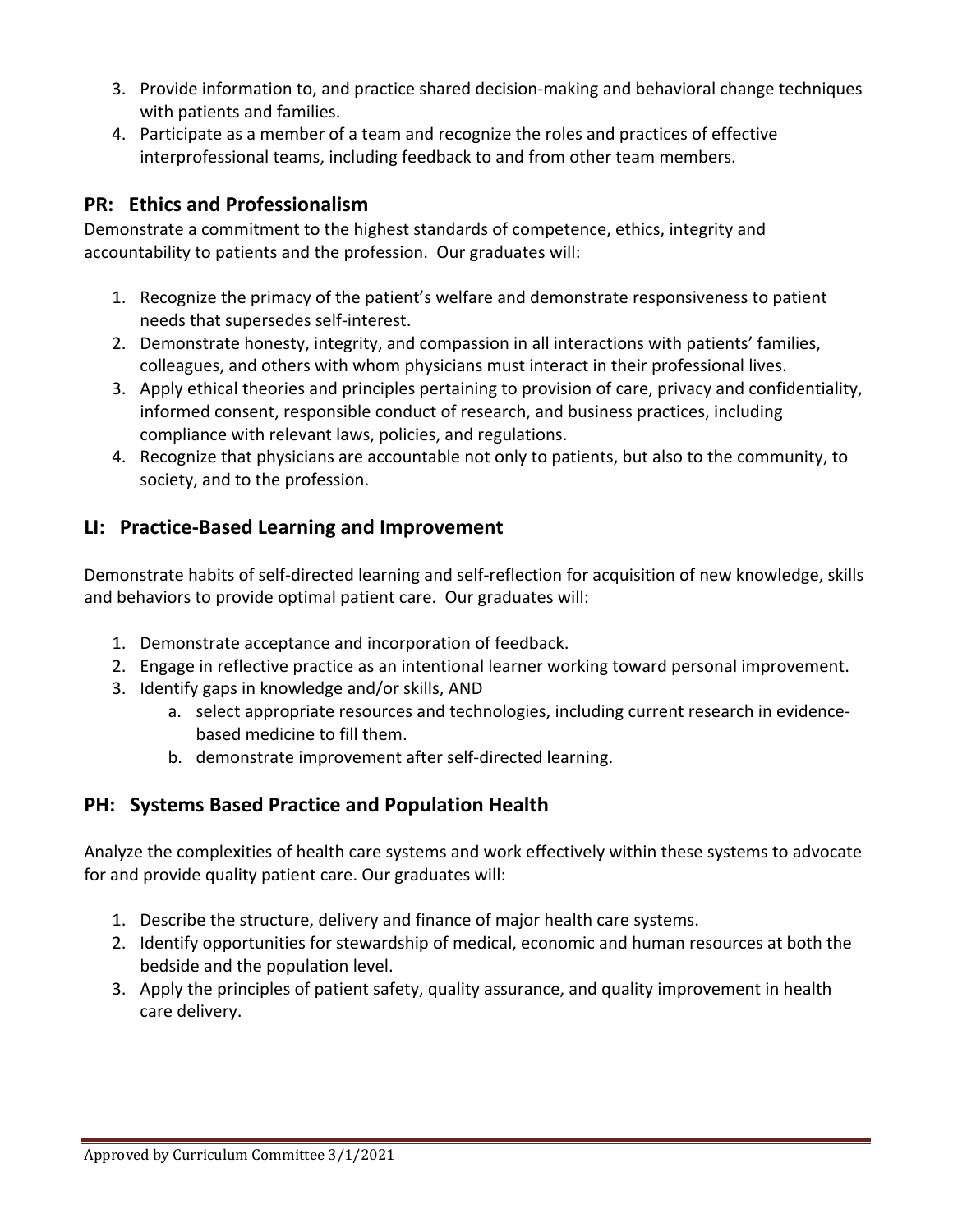3. Provide information to, and practice shared decision-making and behavioral change techniques with patients and families.
4. Participate as a member of a team and recognize the roles and practices of effective interprofessional teams, including feedback to and from other team members.

## PR: Ethics and Professionalism

Demonstrate a commitment to the highest standards of competence, ethics, integrity and accountability to patients and the profession. Our graduates will:

1. Recognize the primacy of the patient's welfare and demonstrate responsiveness to patient needs that supersedes self-interest.
2. Demonstrate honesty, integrity, and compassion in all interactions with patients' families, colleagues, and others with whom physicians must interact in their professional lives.
3. Apply ethical theories and principles pertaining to provision of care, privacy and confidentiality, informed consent, responsible conduct of research, and business practices, including compliance with relevant laws, policies, and regulations.
4. Recognize that physicians are accountable not only to patients, but also to the community, to society, and to the profession.

## LI: Practice-Based Learning and Improvement

Demonstrate habits of self-directed learning and self-reflection for acquisition of new knowledge, skills and behaviors to provide optimal patient care. Our graduates will:

1. Demonstrate acceptance and incorporation of feedback.
2. Engage in reflective practice as an intentional learner working toward personal improvement.
3. Identify gaps in knowledge and/or skills, AND
   a. select appropriate resources and technologies, including current research in evidence-based medicine to fill them.
   b. demonstrate improvement after self-directed learning.

## PH: Systems Based Practice and Population Health

Analyze the complexities of health care systems and work effectively within these systems to advocate for and provide quality patient care. Our graduates will:

1. Describe the structure, delivery and finance of major health care systems.
2. Identify opportunities for stewardship of medical, economic and human resources at both the bedside and the population level.
3. Apply the principles of patient safety, quality assurance, and quality improvement in health care delivery.

Approved by Curriculum Committee 3/1/2021